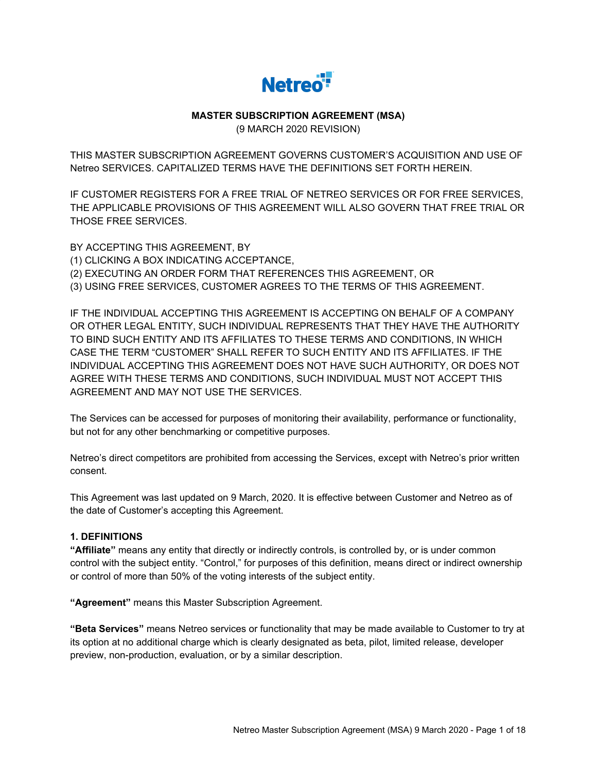Netreo

# MASTER SUBSCRIPTION AGREEMENT (MSA)

(9 MARCH 2020 REVISION)

THIS MASTER SUBSCRIPTION AGREEMENT GOVERNS CUSTOMER'S ACQUISITION AND USE OF Netreo SERVICES. CAPITALIZED TERMS HAVE THE DEFINITIONS SET FORTH HEREIN.

IF CUSTOMER REGISTERS FOR A FREE TRIAL OF NETREO SERVICES OR FOR FREE SERVICES, THE APPLICABLE PROVISIONS OF THIS AGREEMENT WILL ALSO GOVERN THAT FREE TRIAL OR THOSE FREE SERVICES.

BY ACCEPTING THIS AGREEMENT, BY
(1) CLICKING A BOX INDICATING ACCEPTANCE,
(2) EXECUTING AN ORDER FORM THAT REFERENCES THIS AGREEMENT, OR
(3) USING FREE SERVICES, CUSTOMER AGREES TO THE TERMS OF THIS AGREEMENT.

IF THE INDIVIDUAL ACCEPTING THIS AGREEMENT IS ACCEPTING ON BEHALF OF A COMPANY OR OTHER LEGAL ENTITY, SUCH INDIVIDUAL REPRESENTS THAT THEY HAVE THE AUTHORITY TO BIND SUCH ENTITY AND ITS AFFILIATES TO THESE TERMS AND CONDITIONS, IN WHICH CASE THE TERM "CUSTOMER" SHALL REFER TO SUCH ENTITY AND ITS AFFILIATES. IF THE INDIVIDUAL ACCEPTING THIS AGREEMENT DOES NOT HAVE SUCH AUTHORITY, OR DOES NOT AGREE WITH THESE TERMS AND CONDITIONS, SUCH INDIVIDUAL MUST NOT ACCEPT THIS AGREEMENT AND MAY NOT USE THE SERVICES.

The Services can be accessed for purposes of monitoring their availability, performance or functionality, but not for any other benchmarking or competitive purposes.

Netreo's direct competitors are prohibited from accessing the Services, except with Netreo's prior written consent.

This Agreement was last updated on 9 March, 2020. It is effective between Customer and Netreo as of the date of Customer's accepting this Agreement.

## 1. DEFINITIONS

**"Affiliate"** means any entity that directly or indirectly controls, is controlled by, or is under common control with the subject entity. "Control," for purposes of this definition, means direct or indirect ownership or control of more than 50% of the voting interests of the subject entity.

**"Agreement"** means this Master Subscription Agreement.

**"Beta Services"** means Netreo services or functionality that may be made available to Customer to try at its option at no additional charge which is clearly designated as beta, pilot, limited release, developer preview, non-production, evaluation, or by a similar description.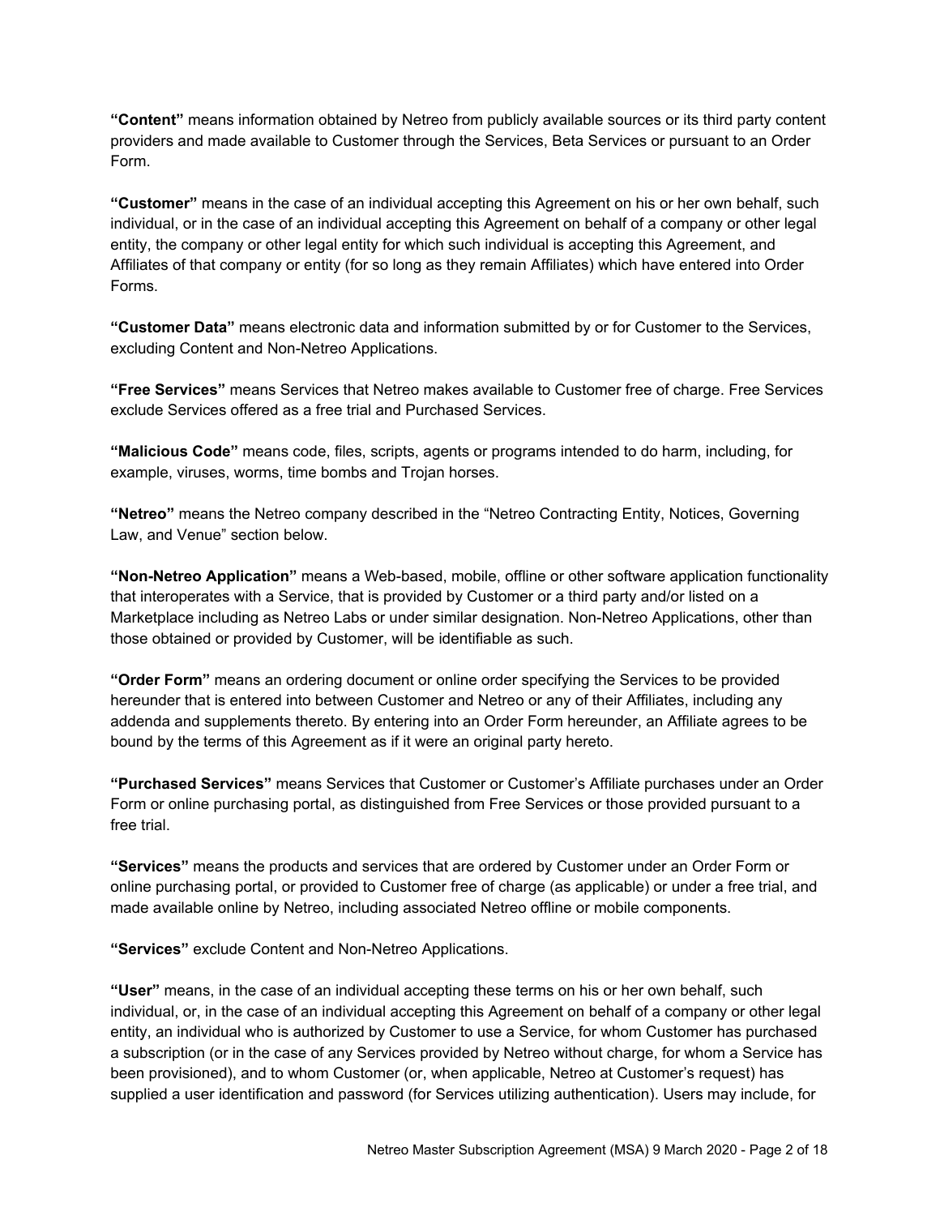**“Content”** means information obtained by Netreo from publicly available sources or its third party content providers and made available to Customer through the Services, Beta Services or pursuant to an Order Form.

**“Customer”** means in the case of an individual accepting this Agreement on his or her own behalf, such individual, or in the case of an individual accepting this Agreement on behalf of a company or other legal entity, the company or other legal entity for which such individual is accepting this Agreement, and Affiliates of that company or entity (for so long as they remain Affiliates) which have entered into Order Forms.

**“Customer Data”** means electronic data and information submitted by or for Customer to the Services, excluding Content and Non-Netreo Applications.

**“Free Services”** means Services that Netreo makes available to Customer free of charge. Free Services exclude Services offered as a free trial and Purchased Services.

**“Malicious Code”** means code, files, scripts, agents or programs intended to do harm, including, for example, viruses, worms, time bombs and Trojan horses.

**“Netreo”** means the Netreo company described in the “Netreo Contracting Entity, Notices, Governing Law, and Venue” section below.

**“Non-Netreo Application”** means a Web-based, mobile, offline or other software application functionality that interoperates with a Service, that is provided by Customer or a third party and/or listed on a Marketplace including as Netreo Labs or under similar designation. Non-Netreo Applications, other than those obtained or provided by Customer, will be identifiable as such.

**“Order Form”** means an ordering document or online order specifying the Services to be provided hereunder that is entered into between Customer and Netreo or any of their Affiliates, including any addenda and supplements thereto. By entering into an Order Form hereunder, an Affiliate agrees to be bound by the terms of this Agreement as if it were an original party hereto.

**“Purchased Services”** means Services that Customer or Customer’s Affiliate purchases under an Order Form or online purchasing portal, as distinguished from Free Services or those provided pursuant to a free trial.

**“Services”** means the products and services that are ordered by Customer under an Order Form or online purchasing portal, or provided to Customer free of charge (as applicable) or under a free trial, and made available online by Netreo, including associated Netreo offline or mobile components.

**“Services”** exclude Content and Non-Netreo Applications.

**“User”** means, in the case of an individual accepting these terms on his or her own behalf, such individual, or, in the case of an individual accepting this Agreement on behalf of a company or other legal entity, an individual who is authorized by Customer to use a Service, for whom Customer has purchased a subscription (or in the case of any Services provided by Netreo without charge, for whom a Service has been provisioned), and to whom Customer (or, when applicable, Netreo at Customer’s request) has supplied a user identification and password (for Services utilizing authentication). Users may include, for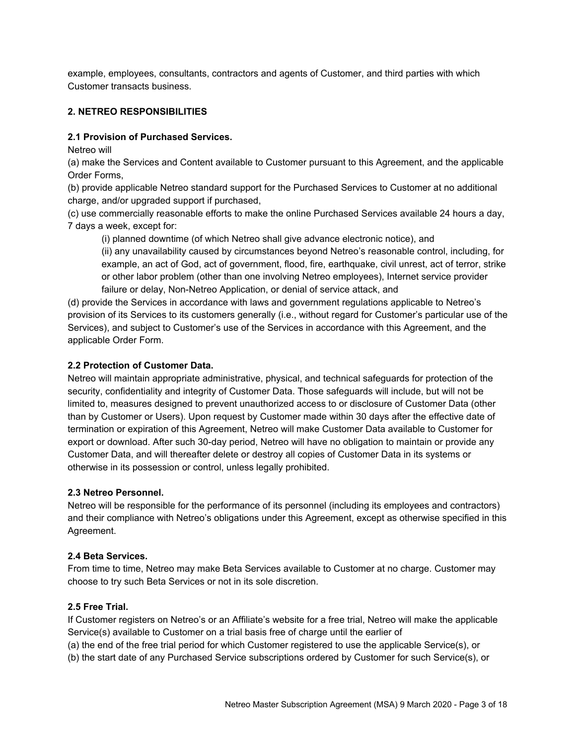example, employees, consultants, contractors and agents of Customer, and third parties with which Customer transacts business.

## 2. NETREO RESPONSIBILITIES

### 2.1 Provision of Purchased Services.

Netreo will

(a) make the Services and Content available to Customer pursuant to this Agreement, and the applicable Order Forms,

(b) provide applicable Netreo standard support for the Purchased Services to Customer at no additional charge, and/or upgraded support if purchased,

(c) use commercially reasonable efforts to make the online Purchased Services available 24 hours a day, 7 days a week, except for:

> (i) planned downtime (of which Netreo shall give advance electronic notice), and
>
> (ii) any unavailability caused by circumstances beyond Netreo's reasonable control, including, for example, an act of God, act of government, flood, fire, earthquake, civil unrest, act of terror, strike or other labor problem (other than one involving Netreo employees), Internet service provider failure or delay, Non-Netreo Application, or denial of service attack, and

(d) provide the Services in accordance with laws and government regulations applicable to Netreo's provision of its Services to its customers generally (i.e., without regard for Customer's particular use of the Services), and subject to Customer's use of the Services in accordance with this Agreement, and the applicable Order Form.

### 2.2 Protection of Customer Data.

Netreo will maintain appropriate administrative, physical, and technical safeguards for protection of the security, confidentiality and integrity of Customer Data. Those safeguards will include, but will not be limited to, measures designed to prevent unauthorized access to or disclosure of Customer Data (other than by Customer or Users). Upon request by Customer made within 30 days after the effective date of termination or expiration of this Agreement, Netreo will make Customer Data available to Customer for export or download. After such 30-day period, Netreo will have no obligation to maintain or provide any Customer Data, and will thereafter delete or destroy all copies of Customer Data in its systems or otherwise in its possession or control, unless legally prohibited.

### 2.3 Netreo Personnel.

Netreo will be responsible for the performance of its personnel (including its employees and contractors) and their compliance with Netreo's obligations under this Agreement, except as otherwise specified in this Agreement.

### 2.4 Beta Services.

From time to time, Netreo may make Beta Services available to Customer at no charge. Customer may choose to try such Beta Services or not in its sole discretion.

### 2.5 Free Trial.

If Customer registers on Netreo's or an Affiliate's website for a free trial, Netreo will make the applicable Service(s) available to Customer on a trial basis free of charge until the earlier of

(a) the end of the free trial period for which Customer registered to use the applicable Service(s), or

(b) the start date of any Purchased Service subscriptions ordered by Customer for such Service(s), or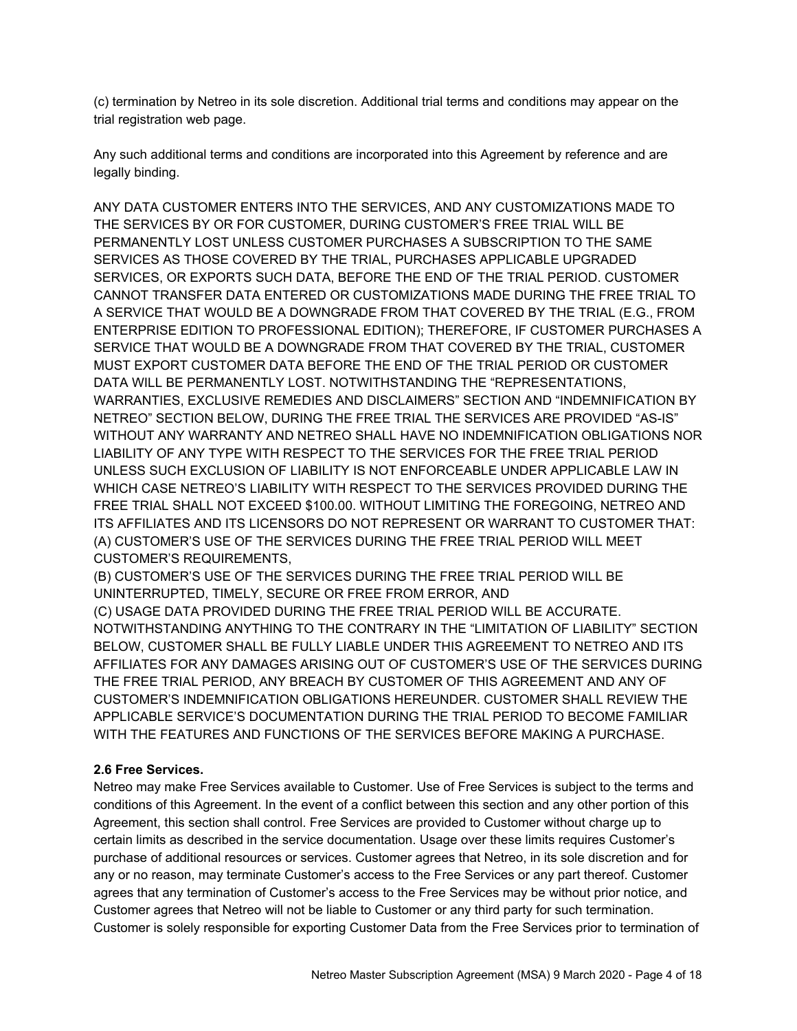(c) termination by Netreo in its sole discretion. Additional trial terms and conditions may appear on the trial registration web page.

Any such additional terms and conditions are incorporated into this Agreement by reference and are legally binding.

ANY DATA CUSTOMER ENTERS INTO THE SERVICES, AND ANY CUSTOMIZATIONS MADE TO THE SERVICES BY OR FOR CUSTOMER, DURING CUSTOMER'S FREE TRIAL WILL BE PERMANENTLY LOST UNLESS CUSTOMER PURCHASES A SUBSCRIPTION TO THE SAME SERVICES AS THOSE COVERED BY THE TRIAL, PURCHASES APPLICABLE UPGRADED SERVICES, OR EXPORTS SUCH DATA, BEFORE THE END OF THE TRIAL PERIOD. CUSTOMER CANNOT TRANSFER DATA ENTERED OR CUSTOMIZATIONS MADE DURING THE FREE TRIAL TO A SERVICE THAT WOULD BE A DOWNGRADE FROM THAT COVERED BY THE TRIAL (E.G., FROM ENTERPRISE EDITION TO PROFESSIONAL EDITION); THEREFORE, IF CUSTOMER PURCHASES A SERVICE THAT WOULD BE A DOWNGRADE FROM THAT COVERED BY THE TRIAL, CUSTOMER MUST EXPORT CUSTOMER DATA BEFORE THE END OF THE TRIAL PERIOD OR CUSTOMER DATA WILL BE PERMANENTLY LOST. NOTWITHSTANDING THE "REPRESENTATIONS, WARRANTIES, EXCLUSIVE REMEDIES AND DISCLAIMERS" SECTION AND "INDEMNIFICATION BY NETREO" SECTION BELOW, DURING THE FREE TRIAL THE SERVICES ARE PROVIDED "AS-IS" WITHOUT ANY WARRANTY AND NETREO SHALL HAVE NO INDEMNIFICATION OBLIGATIONS NOR LIABILITY OF ANY TYPE WITH RESPECT TO THE SERVICES FOR THE FREE TRIAL PERIOD UNLESS SUCH EXCLUSION OF LIABILITY IS NOT ENFORCEABLE UNDER APPLICABLE LAW IN WHICH CASE NETREO'S LIABILITY WITH RESPECT TO THE SERVICES PROVIDED DURING THE FREE TRIAL SHALL NOT EXCEED $100.00. WITHOUT LIMITING THE FOREGOING, NETREO AND ITS AFFILIATES AND ITS LICENSORS DO NOT REPRESENT OR WARRANT TO CUSTOMER THAT:
(A) CUSTOMER'S USE OF THE SERVICES DURING THE FREE TRIAL PERIOD WILL MEET CUSTOMER'S REQUIREMENTS,
(B) CUSTOMER'S USE OF THE SERVICES DURING THE FREE TRIAL PERIOD WILL BE UNINTERRUPTED, TIMELY, SECURE OR FREE FROM ERROR, AND
(C) USAGE DATA PROVIDED DURING THE FREE TRIAL PERIOD WILL BE ACCURATE.
NOTWITHSTANDING ANYTHING TO THE CONTRARY IN THE "LIMITATION OF LIABILITY" SECTION BELOW, CUSTOMER SHALL BE FULLY LIABLE UNDER THIS AGREEMENT TO NETREO AND ITS AFFILIATES FOR ANY DAMAGES ARISING OUT OF CUSTOMER'S USE OF THE SERVICES DURING THE FREE TRIAL PERIOD, ANY BREACH BY CUSTOMER OF THIS AGREEMENT AND ANY OF CUSTOMER'S INDEMNIFICATION OBLIGATIONS HEREUNDER. CUSTOMER SHALL REVIEW THE APPLICABLE SERVICE'S DOCUMENTATION DURING THE TRIAL PERIOD TO BECOME FAMILIAR WITH THE FEATURES AND FUNCTIONS OF THE SERVICES BEFORE MAKING A PURCHASE.

**2.6 Free Services.**
Netreo may make Free Services available to Customer. Use of Free Services is subject to the terms and conditions of this Agreement. In the event of a conflict between this section and any other portion of this Agreement, this section shall control. Free Services are provided to Customer without charge up to certain limits as described in the service documentation. Usage over these limits requires Customer's purchase of additional resources or services. Customer agrees that Netreo, in its sole discretion and for any or no reason, may terminate Customer's access to the Free Services or any part thereof. Customer agrees that any termination of Customer's access to the Free Services may be without prior notice, and Customer agrees that Netreo will not be liable to Customer or any third party for such termination. Customer is solely responsible for exporting Customer Data from the Free Services prior to termination of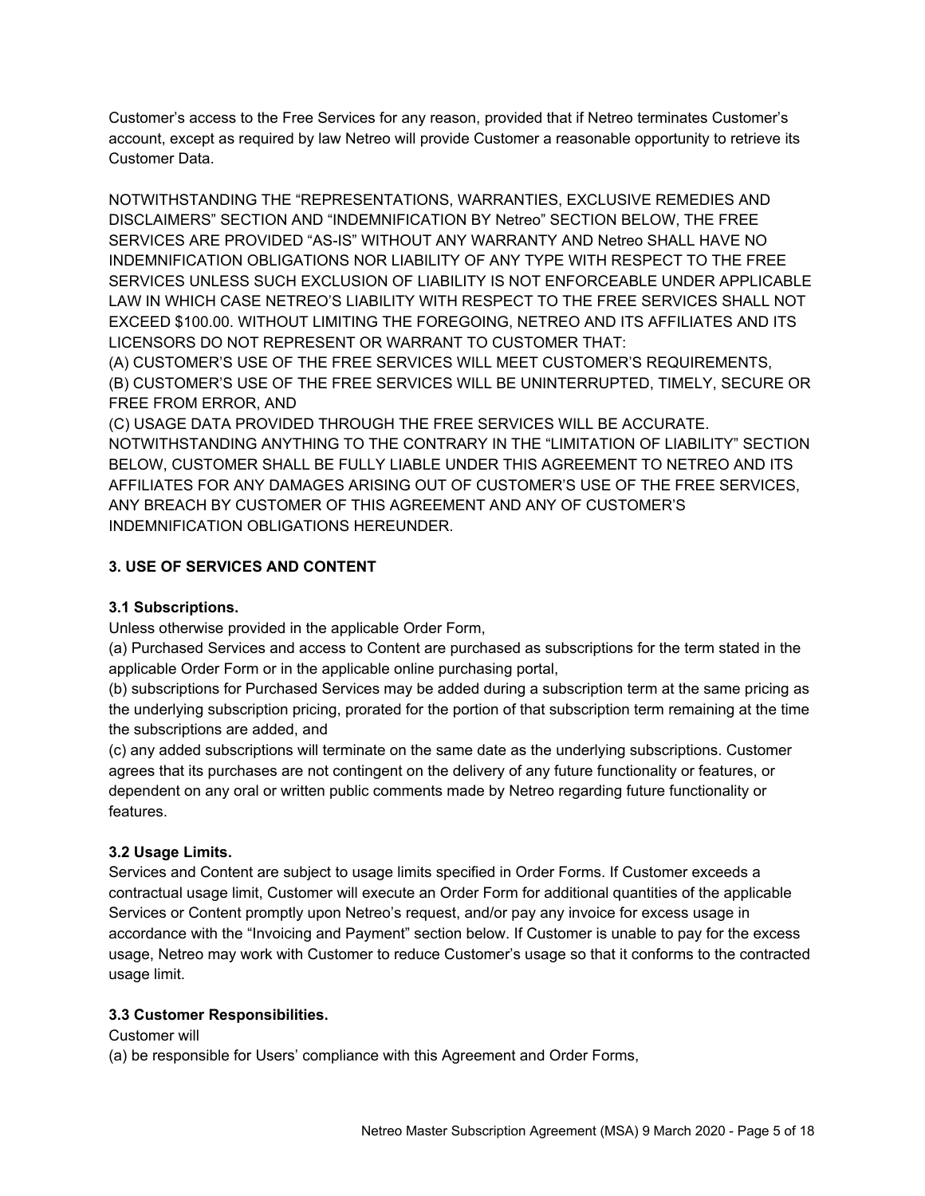Customer's access to the Free Services for any reason, provided that if Netreo terminates Customer's account, except as required by law Netreo will provide Customer a reasonable opportunity to retrieve its Customer Data.

NOTWITHSTANDING THE "REPRESENTATIONS, WARRANTIES, EXCLUSIVE REMEDIES AND DISCLAIMERS" SECTION AND "INDEMNIFICATION BY Netreo" SECTION BELOW, THE FREE SERVICES ARE PROVIDED "AS-IS" WITHOUT ANY WARRANTY AND Netreo SHALL HAVE NO INDEMNIFICATION OBLIGATIONS NOR LIABILITY OF ANY TYPE WITH RESPECT TO THE FREE SERVICES UNLESS SUCH EXCLUSION OF LIABILITY IS NOT ENFORCEABLE UNDER APPLICABLE LAW IN WHICH CASE NETREO'S LIABILITY WITH RESPECT TO THE FREE SERVICES SHALL NOT EXCEED $100.00. WITHOUT LIMITING THE FOREGOING, NETREO AND ITS AFFILIATES AND ITS LICENSORS DO NOT REPRESENT OR WARRANT TO CUSTOMER THAT:
(A) CUSTOMER'S USE OF THE FREE SERVICES WILL MEET CUSTOMER'S REQUIREMENTS,
(B) CUSTOMER'S USE OF THE FREE SERVICES WILL BE UNINTERRUPTED, TIMELY, SECURE OR FREE FROM ERROR, AND
(C) USAGE DATA PROVIDED THROUGH THE FREE SERVICES WILL BE ACCURATE.
NOTWITHSTANDING ANYTHING TO THE CONTRARY IN THE "LIMITATION OF LIABILITY" SECTION BELOW, CUSTOMER SHALL BE FULLY LIABLE UNDER THIS AGREEMENT TO NETREO AND ITS AFFILIATES FOR ANY DAMAGES ARISING OUT OF CUSTOMER'S USE OF THE FREE SERVICES, ANY BREACH BY CUSTOMER OF THIS AGREEMENT AND ANY OF CUSTOMER'S INDEMNIFICATION OBLIGATIONS HEREUNDER.

## 3. USE OF SERVICES AND CONTENT

### 3.1 Subscriptions.

Unless otherwise provided in the applicable Order Form,
(a) Purchased Services and access to Content are purchased as subscriptions for the term stated in the applicable Order Form or in the applicable online purchasing portal,
(b) subscriptions for Purchased Services may be added during a subscription term at the same pricing as the underlying subscription pricing, prorated for the portion of that subscription term remaining at the time the subscriptions are added, and
(c) any added subscriptions will terminate on the same date as the underlying subscriptions. Customer agrees that its purchases are not contingent on the delivery of any future functionality or features, or dependent on any oral or written public comments made by Netreo regarding future functionality or features.

### 3.2 Usage Limits.

Services and Content are subject to usage limits specified in Order Forms. If Customer exceeds a contractual usage limit, Customer will execute an Order Form for additional quantities of the applicable Services or Content promptly upon Netreo's request, and/or pay any invoice for excess usage in accordance with the "Invoicing and Payment" section below. If Customer is unable to pay for the excess usage, Netreo may work with Customer to reduce Customer's usage so that it conforms to the contracted usage limit.

### 3.3 Customer Responsibilities.

Customer will
(a) be responsible for Users' compliance with this Agreement and Order Forms,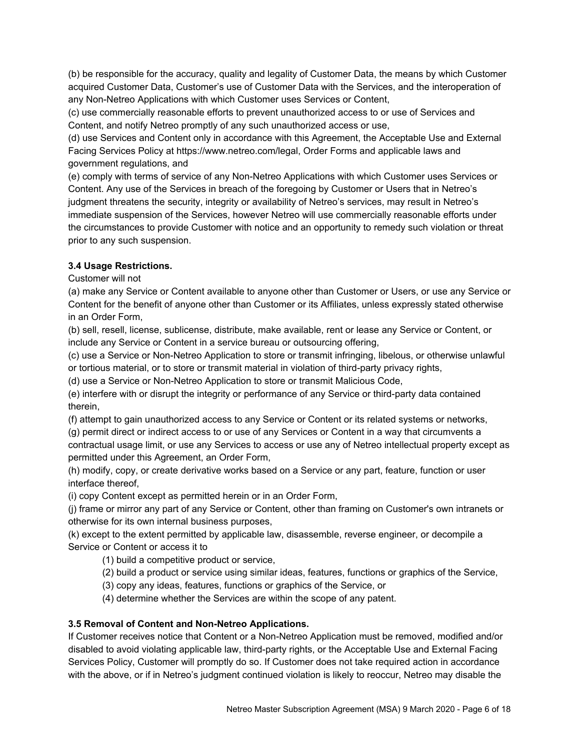(b) be responsible for the accuracy, quality and legality of Customer Data, the means by which Customer acquired Customer Data, Customer's use of Customer Data with the Services, and the interoperation of any Non-Netreo Applications with which Customer uses Services or Content,

(c) use commercially reasonable efforts to prevent unauthorized access to or use of Services and Content, and notify Netreo promptly of any such unauthorized access or use,

(d) use Services and Content only in accordance with this Agreement, the Acceptable Use and External Facing Services Policy at https://www.netreo.com/legal, Order Forms and applicable laws and government regulations, and

(e) comply with terms of service of any Non-Netreo Applications with which Customer uses Services or Content. Any use of the Services in breach of the foregoing by Customer or Users that in Netreo's judgment threatens the security, integrity or availability of Netreo's services, may result in Netreo's immediate suspension of the Services, however Netreo will use commercially reasonable efforts under the circumstances to provide Customer with notice and an opportunity to remedy such violation or threat prior to any such suspension.

**3.4 Usage Restrictions.**

Customer will not

(a) make any Service or Content available to anyone other than Customer or Users, or use any Service or Content for the benefit of anyone other than Customer or its Affiliates, unless expressly stated otherwise in an Order Form,

(b) sell, resell, license, sublicense, distribute, make available, rent or lease any Service or Content, or include any Service or Content in a service bureau or outsourcing offering,

(c) use a Service or Non-Netreo Application to store or transmit infringing, libelous, or otherwise unlawful or tortious material, or to store or transmit material in violation of third-party privacy rights,

(d) use a Service or Non-Netreo Application to store or transmit Malicious Code,

(e) interfere with or disrupt the integrity or performance of any Service or third-party data contained therein,

(f) attempt to gain unauthorized access to any Service or Content or its related systems or networks,

(g) permit direct or indirect access to or use of any Services or Content in a way that circumvents a contractual usage limit, or use any Services to access or use any of Netreo intellectual property except as permitted under this Agreement, an Order Form,

(h) modify, copy, or create derivative works based on a Service or any part, feature, function or user interface thereof,

(i) copy Content except as permitted herein or in an Order Form,

(j) frame or mirror any part of any Service or Content, other than framing on Customer's own intranets or otherwise for its own internal business purposes,

(k) except to the extent permitted by applicable law, disassemble, reverse engineer, or decompile a Service or Content or access it to

(1) build a competitive product or service,

(2) build a product or service using similar ideas, features, functions or graphics of the Service,

(3) copy any ideas, features, functions or graphics of the Service, or

(4) determine whether the Services are within the scope of any patent.

**3.5 Removal of Content and Non-Netreo Applications.**

If Customer receives notice that Content or a Non-Netreo Application must be removed, modified and/or disabled to avoid violating applicable law, third-party rights, or the Acceptable Use and External Facing Services Policy, Customer will promptly do so. If Customer does not take required action in accordance with the above, or if in Netreo's judgment continued violation is likely to reoccur, Netreo may disable the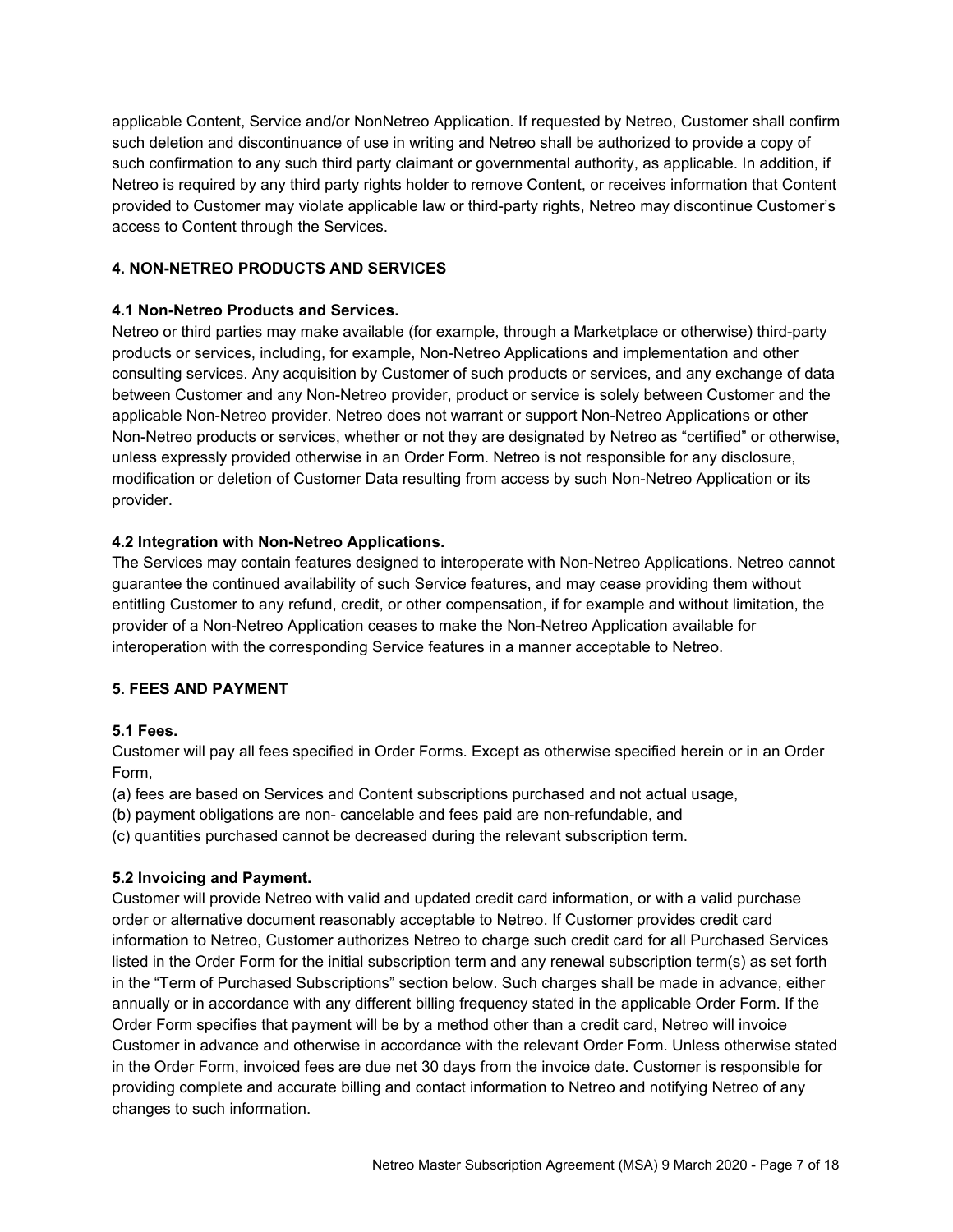applicable Content, Service and/or NonNetreo Application. If requested by Netreo, Customer shall confirm such deletion and discontinuance of use in writing and Netreo shall be authorized to provide a copy of such confirmation to any such third party claimant or governmental authority, as applicable. In addition, if Netreo is required by any third party rights holder to remove Content, or receives information that Content provided to Customer may violate applicable law or third-party rights, Netreo may discontinue Customer's access to Content through the Services.

## 4. NON-NETREO PRODUCTS AND SERVICES

### 4.1 Non-Netreo Products and Services.

Netreo or third parties may make available (for example, through a Marketplace or otherwise) third-party products or services, including, for example, Non-Netreo Applications and implementation and other consulting services. Any acquisition by Customer of such products or services, and any exchange of data between Customer and any Non-Netreo provider, product or service is solely between Customer and the applicable Non-Netreo provider. Netreo does not warrant or support Non-Netreo Applications or other Non-Netreo products or services, whether or not they are designated by Netreo as "certified" or otherwise, unless expressly provided otherwise in an Order Form. Netreo is not responsible for any disclosure, modification or deletion of Customer Data resulting from access by such Non-Netreo Application or its provider.

### 4.2 Integration with Non-Netreo Applications.

The Services may contain features designed to interoperate with Non-Netreo Applications. Netreo cannot guarantee the continued availability of such Service features, and may cease providing them without entitling Customer to any refund, credit, or other compensation, if for example and without limitation, the provider of a Non-Netreo Application ceases to make the Non-Netreo Application available for interoperation with the corresponding Service features in a manner acceptable to Netreo.

## 5. FEES AND PAYMENT

### 5.1 Fees.

Customer will pay all fees specified in Order Forms. Except as otherwise specified herein or in an Order Form,

(a) fees are based on Services and Content subscriptions purchased and not actual usage,
(b) payment obligations are non- cancelable and fees paid are non-refundable, and
(c) quantities purchased cannot be decreased during the relevant subscription term.

### 5.2 Invoicing and Payment.

Customer will provide Netreo with valid and updated credit card information, or with a valid purchase order or alternative document reasonably acceptable to Netreo. If Customer provides credit card information to Netreo, Customer authorizes Netreo to charge such credit card for all Purchased Services listed in the Order Form for the initial subscription term and any renewal subscription term(s) as set forth in the "Term of Purchased Subscriptions" section below. Such charges shall be made in advance, either annually or in accordance with any different billing frequency stated in the applicable Order Form. If the Order Form specifies that payment will be by a method other than a credit card, Netreo will invoice Customer in advance and otherwise in accordance with the relevant Order Form. Unless otherwise stated in the Order Form, invoiced fees are due net 30 days from the invoice date. Customer is responsible for providing complete and accurate billing and contact information to Netreo and notifying Netreo of any changes to such information.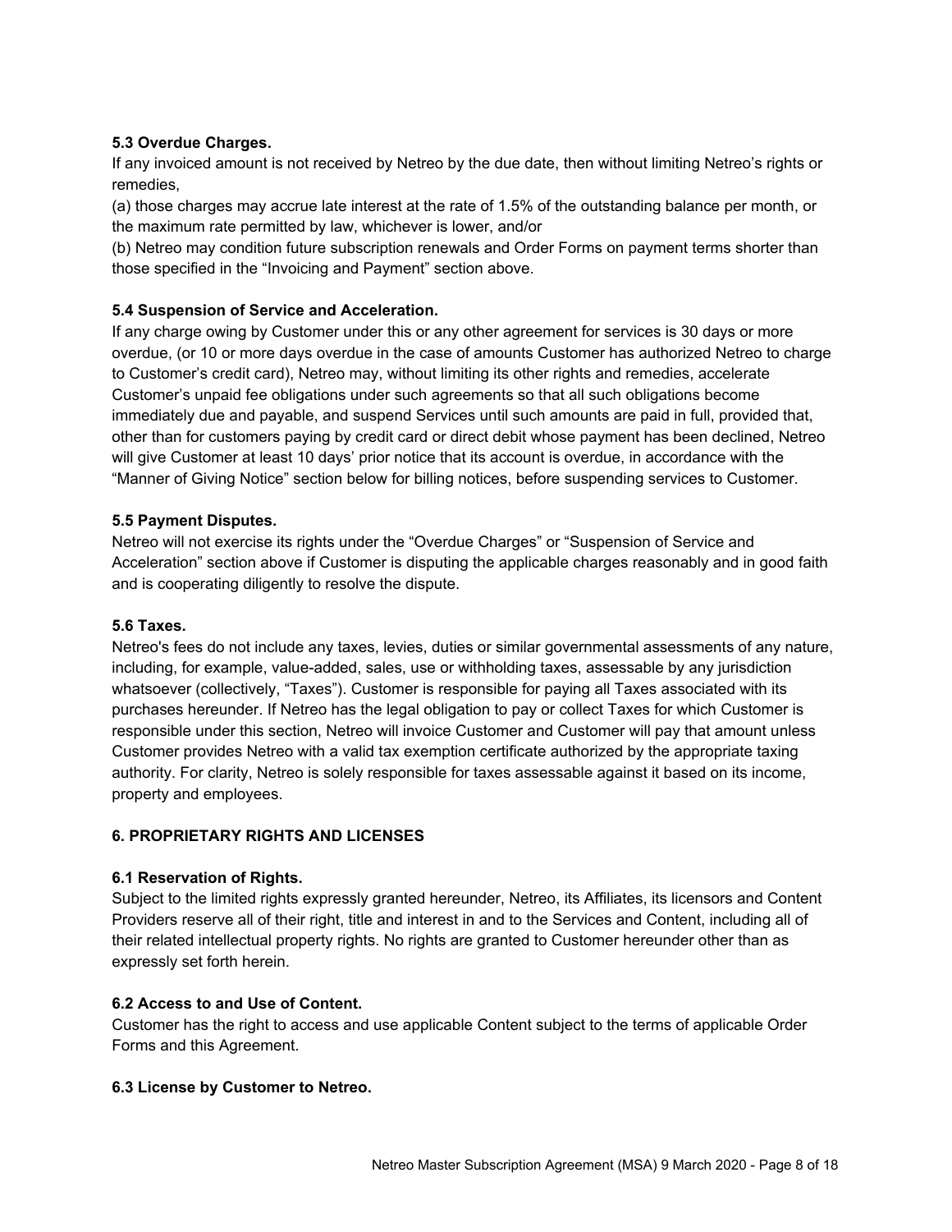**5.3 Overdue Charges.**

If any invoiced amount is not received by Netreo by the due date, then without limiting Netreo's rights or remedies,

(a) those charges may accrue late interest at the rate of 1.5% of the outstanding balance per month, or the maximum rate permitted by law, whichever is lower, and/or

(b) Netreo may condition future subscription renewals and Order Forms on payment terms shorter than those specified in the "Invoicing and Payment" section above.

**5.4 Suspension of Service and Acceleration.**

If any charge owing by Customer under this or any other agreement for services is 30 days or more overdue, (or 10 or more days overdue in the case of amounts Customer has authorized Netreo to charge to Customer's credit card), Netreo may, without limiting its other rights and remedies, accelerate Customer's unpaid fee obligations under such agreements so that all such obligations become immediately due and payable, and suspend Services until such amounts are paid in full, provided that, other than for customers paying by credit card or direct debit whose payment has been declined, Netreo will give Customer at least 10 days' prior notice that its account is overdue, in accordance with the "Manner of Giving Notice" section below for billing notices, before suspending services to Customer.

**5.5 Payment Disputes.**

Netreo will not exercise its rights under the "Overdue Charges" or "Suspension of Service and Acceleration" section above if Customer is disputing the applicable charges reasonably and in good faith and is cooperating diligently to resolve the dispute.

**5.6 Taxes.**

Netreo's fees do not include any taxes, levies, duties or similar governmental assessments of any nature, including, for example, value-added, sales, use or withholding taxes, assessable by any jurisdiction whatsoever (collectively, "Taxes"). Customer is responsible for paying all Taxes associated with its purchases hereunder. If Netreo has the legal obligation to pay or collect Taxes for which Customer is responsible under this section, Netreo will invoice Customer and Customer will pay that amount unless Customer provides Netreo with a valid tax exemption certificate authorized by the appropriate taxing authority. For clarity, Netreo is solely responsible for taxes assessable against it based on its income, property and employees.

**6. PROPRIETARY RIGHTS AND LICENSES**

**6.1 Reservation of Rights.**

Subject to the limited rights expressly granted hereunder, Netreo, its Affiliates, its licensors and Content Providers reserve all of their right, title and interest in and to the Services and Content, including all of their related intellectual property rights. No rights are granted to Customer hereunder other than as expressly set forth herein.

**6.2 Access to and Use of Content.**

Customer has the right to access and use applicable Content subject to the terms of applicable Order Forms and this Agreement.

**6.3 License by Customer to Netreo.**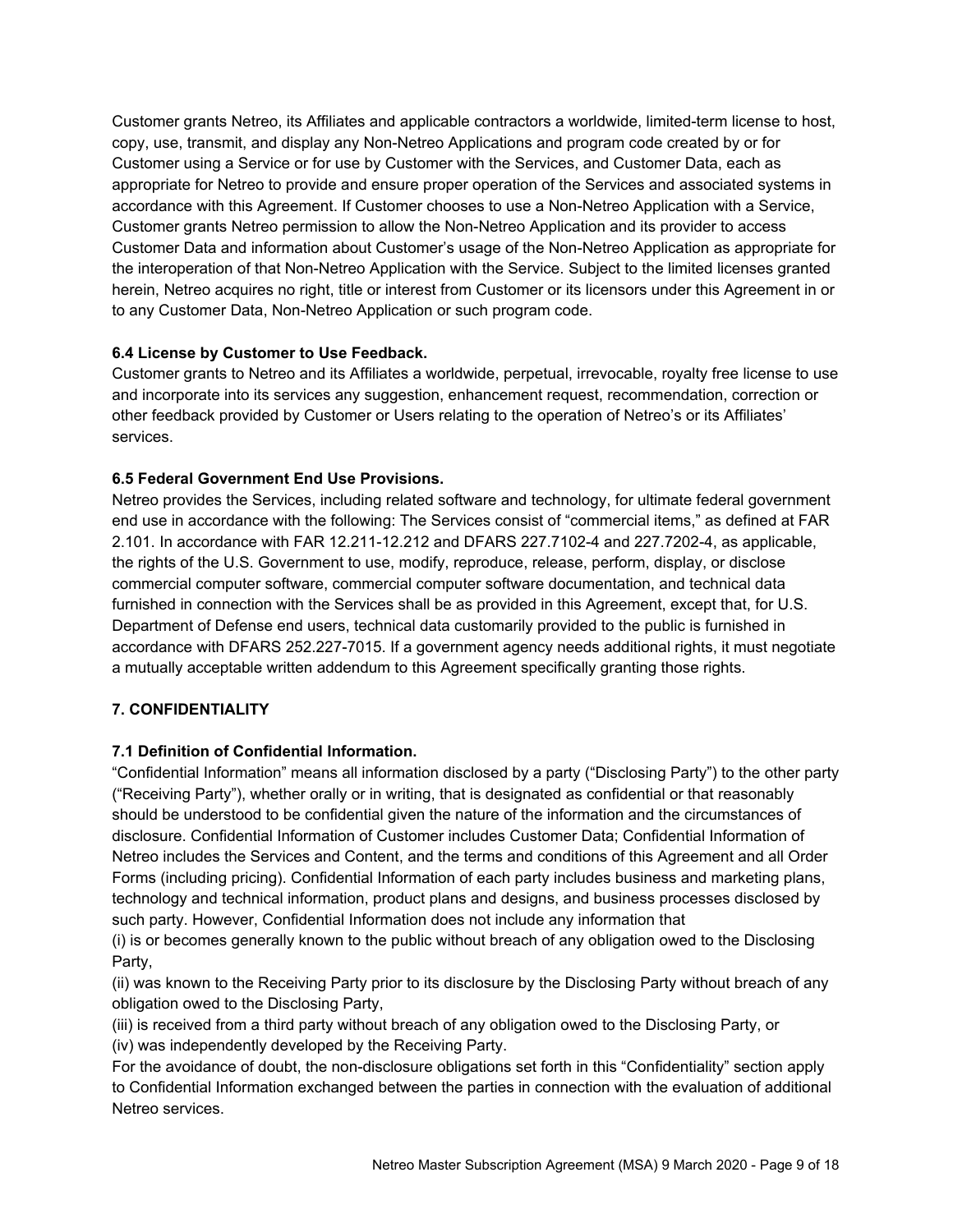Customer grants Netreo, its Affiliates and applicable contractors a worldwide, limited-term license to host, copy, use, transmit, and display any Non-Netreo Applications and program code created by or for Customer using a Service or for use by Customer with the Services, and Customer Data, each as appropriate for Netreo to provide and ensure proper operation of the Services and associated systems in accordance with this Agreement. If Customer chooses to use a Non-Netreo Application with a Service, Customer grants Netreo permission to allow the Non-Netreo Application and its provider to access Customer Data and information about Customer's usage of the Non-Netreo Application as appropriate for the interoperation of that Non-Netreo Application with the Service. Subject to the limited licenses granted herein, Netreo acquires no right, title or interest from Customer or its licensors under this Agreement in or to any Customer Data, Non-Netreo Application or such program code.

**6.4 License by Customer to Use Feedback.**
Customer grants to Netreo and its Affiliates a worldwide, perpetual, irrevocable, royalty free license to use and incorporate into its services any suggestion, enhancement request, recommendation, correction or other feedback provided by Customer or Users relating to the operation of Netreo's or its Affiliates' services.

**6.5 Federal Government End Use Provisions.**
Netreo provides the Services, including related software and technology, for ultimate federal government end use in accordance with the following: The Services consist of "commercial items," as defined at FAR 2.101. In accordance with FAR 12.211-12.212 and DFARS 227.7102-4 and 227.7202-4, as applicable, the rights of the U.S. Government to use, modify, reproduce, release, perform, display, or disclose commercial computer software, commercial computer software documentation, and technical data furnished in connection with the Services shall be as provided in this Agreement, except that, for U.S. Department of Defense end users, technical data customarily provided to the public is furnished in accordance with DFARS 252.227-7015. If a government agency needs additional rights, it must negotiate a mutually acceptable written addendum to this Agreement specifically granting those rights.

## 7. CONFIDENTIALITY

**7.1 Definition of Confidential Information.**
"Confidential Information" means all information disclosed by a party ("Disclosing Party") to the other party ("Receiving Party"), whether orally or in writing, that is designated as confidential or that reasonably should be understood to be confidential given the nature of the information and the circumstances of disclosure. Confidential Information of Customer includes Customer Data; Confidential Information of Netreo includes the Services and Content, and the terms and conditions of this Agreement and all Order Forms (including pricing). Confidential Information of each party includes business and marketing plans, technology and technical information, product plans and designs, and business processes disclosed by such party. However, Confidential Information does not include any information that

(i) is or becomes generally known to the public without breach of any obligation owed to the Disclosing Party,

(ii) was known to the Receiving Party prior to its disclosure by the Disclosing Party without breach of any obligation owed to the Disclosing Party,

(iii) is received from a third party without breach of any obligation owed to the Disclosing Party, or

(iv) was independently developed by the Receiving Party.

For the avoidance of doubt, the non-disclosure obligations set forth in this "Confidentiality" section apply to Confidential Information exchanged between the parties in connection with the evaluation of additional Netreo services.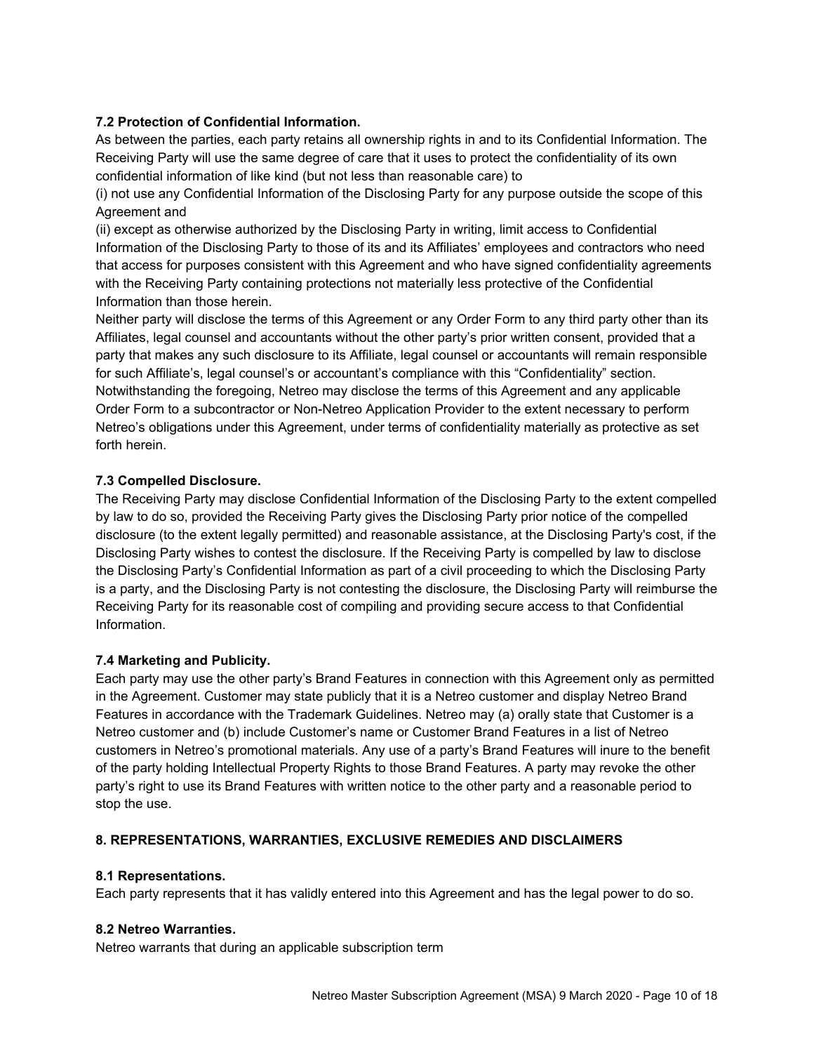**7.2 Protection of Confidential Information.**

As between the parties, each party retains all ownership rights in and to its Confidential Information. The Receiving Party will use the same degree of care that it uses to protect the confidentiality of its own confidential information of like kind (but not less than reasonable care) to

(i) not use any Confidential Information of the Disclosing Party for any purpose outside the scope of this Agreement and

(ii) except as otherwise authorized by the Disclosing Party in writing, limit access to Confidential Information of the Disclosing Party to those of its and its Affiliates' employees and contractors who need that access for purposes consistent with this Agreement and who have signed confidentiality agreements with the Receiving Party containing protections not materially less protective of the Confidential Information than those herein.

Neither party will disclose the terms of this Agreement or any Order Form to any third party other than its Affiliates, legal counsel and accountants without the other party's prior written consent, provided that a party that makes any such disclosure to its Affiliate, legal counsel or accountants will remain responsible for such Affiliate's, legal counsel's or accountant's compliance with this "Confidentiality" section. Notwithstanding the foregoing, Netreo may disclose the terms of this Agreement and any applicable Order Form to a subcontractor or Non-Netreo Application Provider to the extent necessary to perform Netreo's obligations under this Agreement, under terms of confidentiality materially as protective as set forth herein.

**7.3 Compelled Disclosure.**

The Receiving Party may disclose Confidential Information of the Disclosing Party to the extent compelled by law to do so, provided the Receiving Party gives the Disclosing Party prior notice of the compelled disclosure (to the extent legally permitted) and reasonable assistance, at the Disclosing Party's cost, if the Disclosing Party wishes to contest the disclosure. If the Receiving Party is compelled by law to disclose the Disclosing Party's Confidential Information as part of a civil proceeding to which the Disclosing Party is a party, and the Disclosing Party is not contesting the disclosure, the Disclosing Party will reimburse the Receiving Party for its reasonable cost of compiling and providing secure access to that Confidential Information.

**7.4 Marketing and Publicity.**

Each party may use the other party's Brand Features in connection with this Agreement only as permitted in the Agreement. Customer may state publicly that it is a Netreo customer and display Netreo Brand Features in accordance with the Trademark Guidelines. Netreo may (a) orally state that Customer is a Netreo customer and (b) include Customer's name or Customer Brand Features in a list of Netreo customers in Netreo's promotional materials. Any use of a party's Brand Features will inure to the benefit of the party holding Intellectual Property Rights to those Brand Features. A party may revoke the other party's right to use its Brand Features with written notice to the other party and a reasonable period to stop the use.

## 8. REPRESENTATIONS, WARRANTIES, EXCLUSIVE REMEDIES AND DISCLAIMERS

**8.1 Representations.**

Each party represents that it has validly entered into this Agreement and has the legal power to do so.

**8.2 Netreo Warranties.**

Netreo warrants that during an applicable subscription term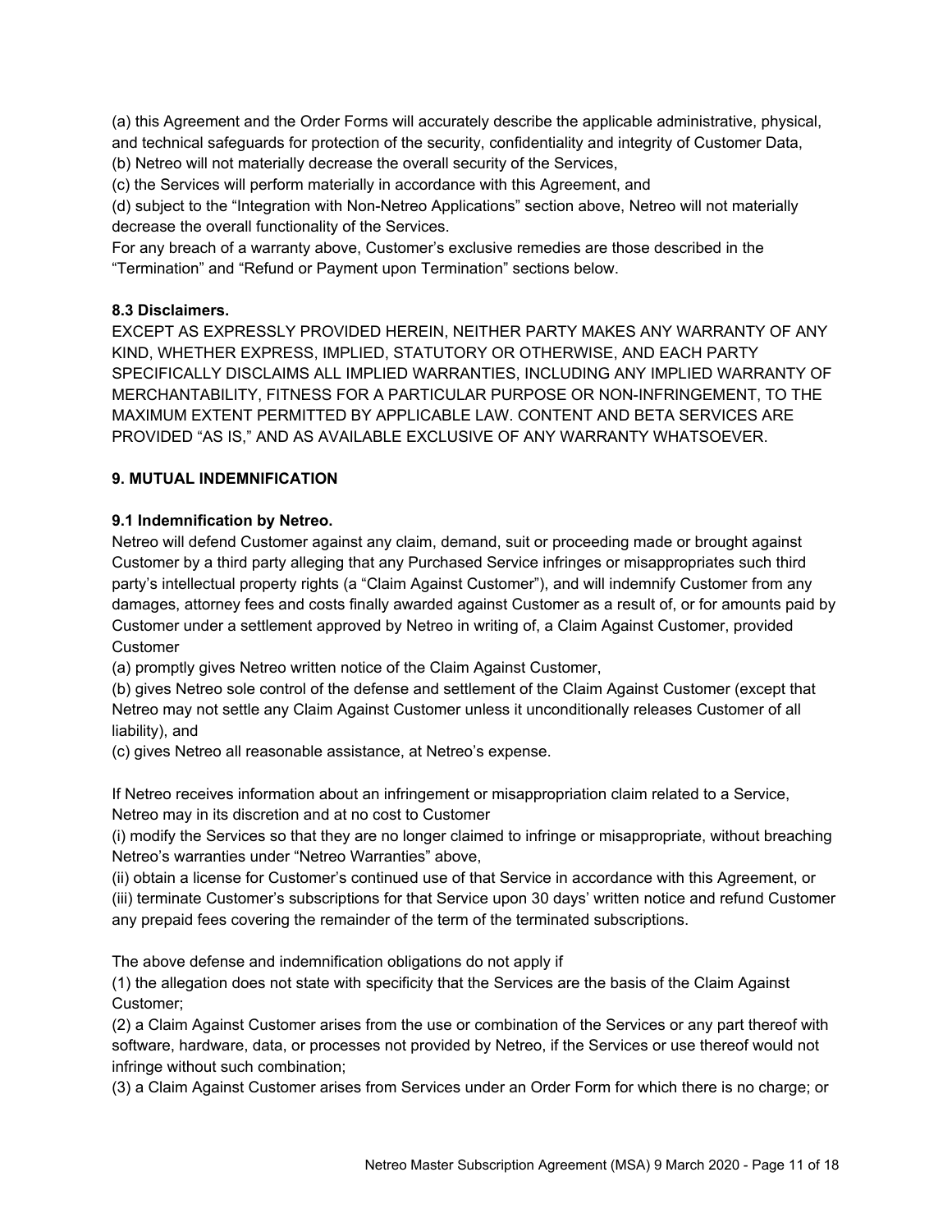(a) this Agreement and the Order Forms will accurately describe the applicable administrative, physical, and technical safeguards for protection of the security, confidentiality and integrity of Customer Data,
(b) Netreo will not materially decrease the overall security of the Services,
(c) the Services will perform materially in accordance with this Agreement, and
(d) subject to the "Integration with Non-Netreo Applications" section above, Netreo will not materially decrease the overall functionality of the Services.
For any breach of a warranty above, Customer's exclusive remedies are those described in the "Termination" and "Refund or Payment upon Termination" sections below.

**8.3 Disclaimers.**
EXCEPT AS EXPRESSLY PROVIDED HEREIN, NEITHER PARTY MAKES ANY WARRANTY OF ANY KIND, WHETHER EXPRESS, IMPLIED, STATUTORY OR OTHERWISE, AND EACH PARTY SPECIFICALLY DISCLAIMS ALL IMPLIED WARRANTIES, INCLUDING ANY IMPLIED WARRANTY OF MERCHANTABILITY, FITNESS FOR A PARTICULAR PURPOSE OR NON-INFRINGEMENT, TO THE MAXIMUM EXTENT PERMITTED BY APPLICABLE LAW. CONTENT AND BETA SERVICES ARE PROVIDED "AS IS," AND AS AVAILABLE EXCLUSIVE OF ANY WARRANTY WHATSOEVER.

## 9. MUTUAL INDEMNIFICATION

**9.1 Indemnification by Netreo.**
Netreo will defend Customer against any claim, demand, suit or proceeding made or brought against Customer by a third party alleging that any Purchased Service infringes or misappropriates such third party's intellectual property rights (a "Claim Against Customer"), and will indemnify Customer from any damages, attorney fees and costs finally awarded against Customer as a result of, or for amounts paid by Customer under a settlement approved by Netreo in writing of, a Claim Against Customer, provided Customer
(a) promptly gives Netreo written notice of the Claim Against Customer,
(b) gives Netreo sole control of the defense and settlement of the Claim Against Customer (except that Netreo may not settle any Claim Against Customer unless it unconditionally releases Customer of all liability), and
(c) gives Netreo all reasonable assistance, at Netreo's expense.

If Netreo receives information about an infringement or misappropriation claim related to a Service, Netreo may in its discretion and at no cost to Customer
(i) modify the Services so that they are no longer claimed to infringe or misappropriate, without breaching Netreo's warranties under "Netreo Warranties" above,
(ii) obtain a license for Customer's continued use of that Service in accordance with this Agreement, or
(iii) terminate Customer's subscriptions for that Service upon 30 days' written notice and refund Customer any prepaid fees covering the remainder of the term of the terminated subscriptions.

The above defense and indemnification obligations do not apply if
(1) the allegation does not state with specificity that the Services are the basis of the Claim Against Customer;
(2) a Claim Against Customer arises from the use or combination of the Services or any part thereof with software, hardware, data, or processes not provided by Netreo, if the Services or use thereof would not infringe without such combination;
(3) a Claim Against Customer arises from Services under an Order Form for which there is no charge; or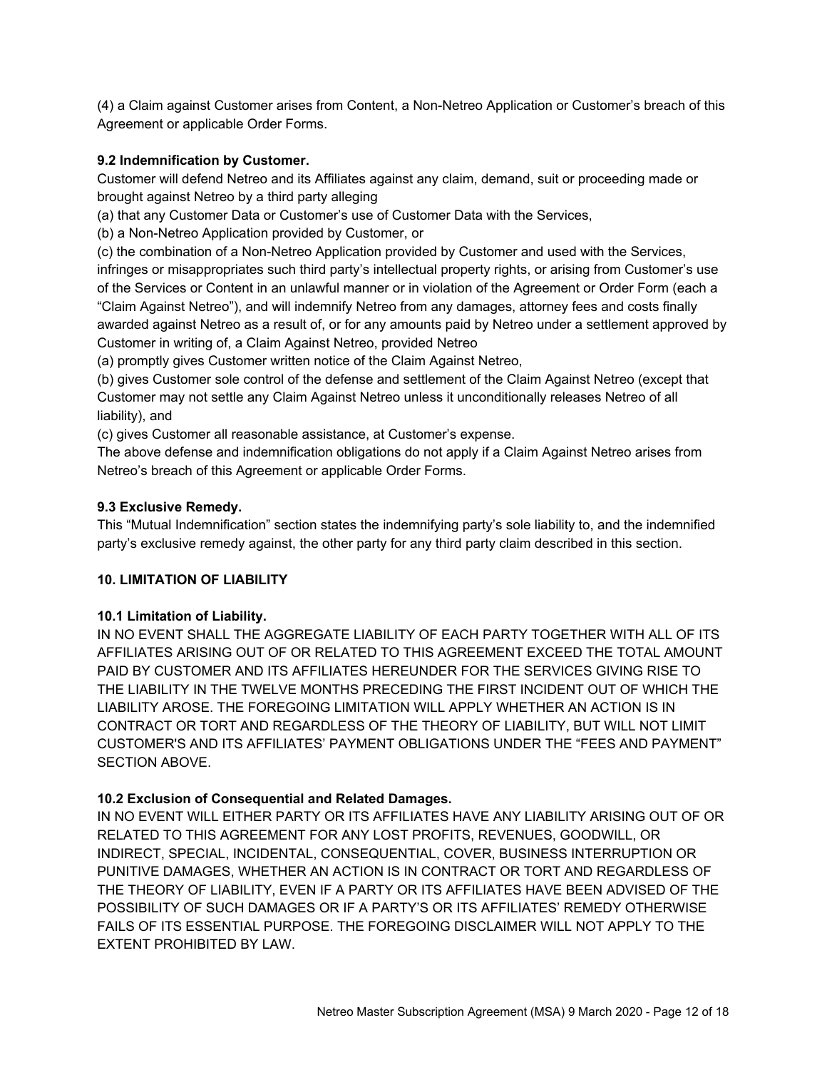(4) a Claim against Customer arises from Content, a Non-Netreo Application or Customer's breach of this Agreement or applicable Order Forms.

**9.2 Indemnification by Customer.**

Customer will defend Netreo and its Affiliates against any claim, demand, suit or proceeding made or brought against Netreo by a third party alleging

(a) that any Customer Data or Customer's use of Customer Data with the Services,

(b) a Non-Netreo Application provided by Customer, or

(c) the combination of a Non-Netreo Application provided by Customer and used with the Services, infringes or misappropriates such third party's intellectual property rights, or arising from Customer's use of the Services or Content in an unlawful manner or in violation of the Agreement or Order Form (each a "Claim Against Netreo"), and will indemnify Netreo from any damages, attorney fees and costs finally awarded against Netreo as a result of, or for any amounts paid by Netreo under a settlement approved by Customer in writing of, a Claim Against Netreo, provided Netreo

(a) promptly gives Customer written notice of the Claim Against Netreo,

(b) gives Customer sole control of the defense and settlement of the Claim Against Netreo (except that Customer may not settle any Claim Against Netreo unless it unconditionally releases Netreo of all liability), and

(c) gives Customer all reasonable assistance, at Customer's expense.

The above defense and indemnification obligations do not apply if a Claim Against Netreo arises from Netreo's breach of this Agreement or applicable Order Forms.

**9.3 Exclusive Remedy.**

This "Mutual Indemnification" section states the indemnifying party's sole liability to, and the indemnified party's exclusive remedy against, the other party for any third party claim described in this section.

## 10. LIMITATION OF LIABILITY

**10.1 Limitation of Liability.**

IN NO EVENT SHALL THE AGGREGATE LIABILITY OF EACH PARTY TOGETHER WITH ALL OF ITS AFFILIATES ARISING OUT OF OR RELATED TO THIS AGREEMENT EXCEED THE TOTAL AMOUNT PAID BY CUSTOMER AND ITS AFFILIATES HEREUNDER FOR THE SERVICES GIVING RISE TO THE LIABILITY IN THE TWELVE MONTHS PRECEDING THE FIRST INCIDENT OUT OF WHICH THE LIABILITY AROSE. THE FOREGOING LIMITATION WILL APPLY WHETHER AN ACTION IS IN CONTRACT OR TORT AND REGARDLESS OF THE THEORY OF LIABILITY, BUT WILL NOT LIMIT CUSTOMER'S AND ITS AFFILIATES' PAYMENT OBLIGATIONS UNDER THE "FEES AND PAYMENT" SECTION ABOVE.

**10.2 Exclusion of Consequential and Related Damages.**

IN NO EVENT WILL EITHER PARTY OR ITS AFFILIATES HAVE ANY LIABILITY ARISING OUT OF OR RELATED TO THIS AGREEMENT FOR ANY LOST PROFITS, REVENUES, GOODWILL, OR INDIRECT, SPECIAL, INCIDENTAL, CONSEQUENTIAL, COVER, BUSINESS INTERRUPTION OR PUNITIVE DAMAGES, WHETHER AN ACTION IS IN CONTRACT OR TORT AND REGARDLESS OF THE THEORY OF LIABILITY, EVEN IF A PARTY OR ITS AFFILIATES HAVE BEEN ADVISED OF THE POSSIBILITY OF SUCH DAMAGES OR IF A PARTY'S OR ITS AFFILIATES' REMEDY OTHERWISE FAILS OF ITS ESSENTIAL PURPOSE. THE FOREGOING DISCLAIMER WILL NOT APPLY TO THE EXTENT PROHIBITED BY LAW.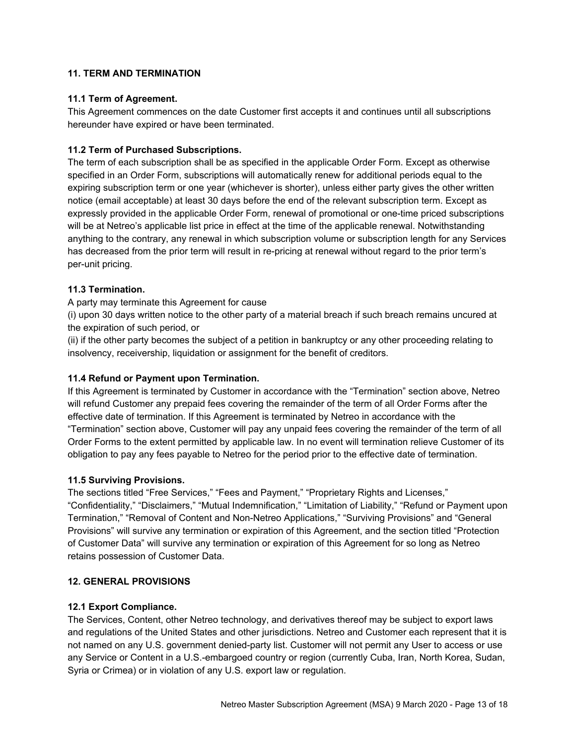## 11. TERM AND TERMINATION

### 11.1 Term of Agreement.

This Agreement commences on the date Customer first accepts it and continues until all subscriptions hereunder have expired or have been terminated.

### 11.2 Term of Purchased Subscriptions.

The term of each subscription shall be as specified in the applicable Order Form. Except as otherwise specified in an Order Form, subscriptions will automatically renew for additional periods equal to the expiring subscription term or one year (whichever is shorter), unless either party gives the other written notice (email acceptable) at least 30 days before the end of the relevant subscription term. Except as expressly provided in the applicable Order Form, renewal of promotional or one-time priced subscriptions will be at Netreo's applicable list price in effect at the time of the applicable renewal. Notwithstanding anything to the contrary, any renewal in which subscription volume or subscription length for any Services has decreased from the prior term will result in re-pricing at renewal without regard to the prior term's per-unit pricing.

### 11.3 Termination.

A party may terminate this Agreement for cause

(i) upon 30 days written notice to the other party of a material breach if such breach remains uncured at the expiration of such period, or

(ii) if the other party becomes the subject of a petition in bankruptcy or any other proceeding relating to insolvency, receivership, liquidation or assignment for the benefit of creditors.

### 11.4 Refund or Payment upon Termination.

If this Agreement is terminated by Customer in accordance with the "Termination" section above, Netreo will refund Customer any prepaid fees covering the remainder of the term of all Order Forms after the effective date of termination. If this Agreement is terminated by Netreo in accordance with the "Termination" section above, Customer will pay any unpaid fees covering the remainder of the term of all Order Forms to the extent permitted by applicable law. In no event will termination relieve Customer of its obligation to pay any fees payable to Netreo for the period prior to the effective date of termination.

### 11.5 Surviving Provisions.

The sections titled "Free Services," "Fees and Payment," "Proprietary Rights and Licenses," "Confidentiality," "Disclaimers," "Mutual Indemnification," "Limitation of Liability," "Refund or Payment upon Termination," "Removal of Content and Non-Netreo Applications," "Surviving Provisions" and "General Provisions" will survive any termination or expiration of this Agreement, and the section titled "Protection of Customer Data" will survive any termination or expiration of this Agreement for so long as Netreo retains possession of Customer Data.

## 12. GENERAL PROVISIONS

### 12.1 Export Compliance.

The Services, Content, other Netreo technology, and derivatives thereof may be subject to export laws and regulations of the United States and other jurisdictions. Netreo and Customer each represent that it is not named on any U.S. government denied-party list. Customer will not permit any User to access or use any Service or Content in a U.S.-embargoed country or region (currently Cuba, Iran, North Korea, Sudan, Syria or Crimea) or in violation of any U.S. export law or regulation.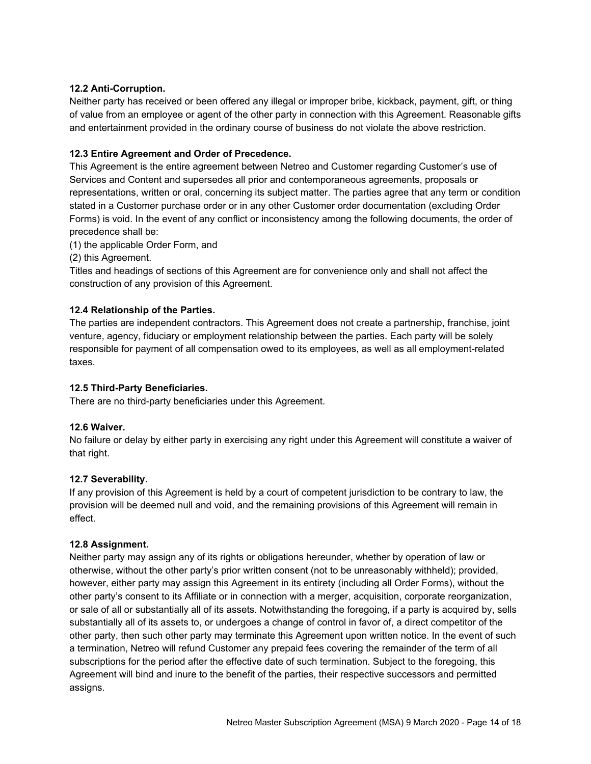**12.2 Anti-Corruption.**
Neither party has received or been offered any illegal or improper bribe, kickback, payment, gift, or thing of value from an employee or agent of the other party in connection with this Agreement. Reasonable gifts and entertainment provided in the ordinary course of business do not violate the above restriction.

**12.3 Entire Agreement and Order of Precedence.**
This Agreement is the entire agreement between Netreo and Customer regarding Customer's use of Services and Content and supersedes all prior and contemporaneous agreements, proposals or representations, written or oral, concerning its subject matter. The parties agree that any term or condition stated in a Customer purchase order or in any other Customer order documentation (excluding Order Forms) is void. In the event of any conflict or inconsistency among the following documents, the order of precedence shall be:
(1) the applicable Order Form, and
(2) this Agreement.
Titles and headings of sections of this Agreement are for convenience only and shall not affect the construction of any provision of this Agreement.

**12.4 Relationship of the Parties.**
The parties are independent contractors. This Agreement does not create a partnership, franchise, joint venture, agency, fiduciary or employment relationship between the parties. Each party will be solely responsible for payment of all compensation owed to its employees, as well as all employment-related taxes.

**12.5 Third-Party Beneficiaries.**
There are no third-party beneficiaries under this Agreement.

**12.6 Waiver.**
No failure or delay by either party in exercising any right under this Agreement will constitute a waiver of that right.

**12.7 Severability.**
If any provision of this Agreement is held by a court of competent jurisdiction to be contrary to law, the provision will be deemed null and void, and the remaining provisions of this Agreement will remain in effect.

**12.8 Assignment.**
Neither party may assign any of its rights or obligations hereunder, whether by operation of law or otherwise, without the other party's prior written consent (not to be unreasonably withheld); provided, however, either party may assign this Agreement in its entirety (including all Order Forms), without the other party's consent to its Affiliate or in connection with a merger, acquisition, corporate reorganization, or sale of all or substantially all of its assets. Notwithstanding the foregoing, if a party is acquired by, sells substantially all of its assets to, or undergoes a change of control in favor of, a direct competitor of the other party, then such other party may terminate this Agreement upon written notice. In the event of such a termination, Netreo will refund Customer any prepaid fees covering the remainder of the term of all subscriptions for the period after the effective date of such termination. Subject to the foregoing, this Agreement will bind and inure to the benefit of the parties, their respective successors and permitted assigns.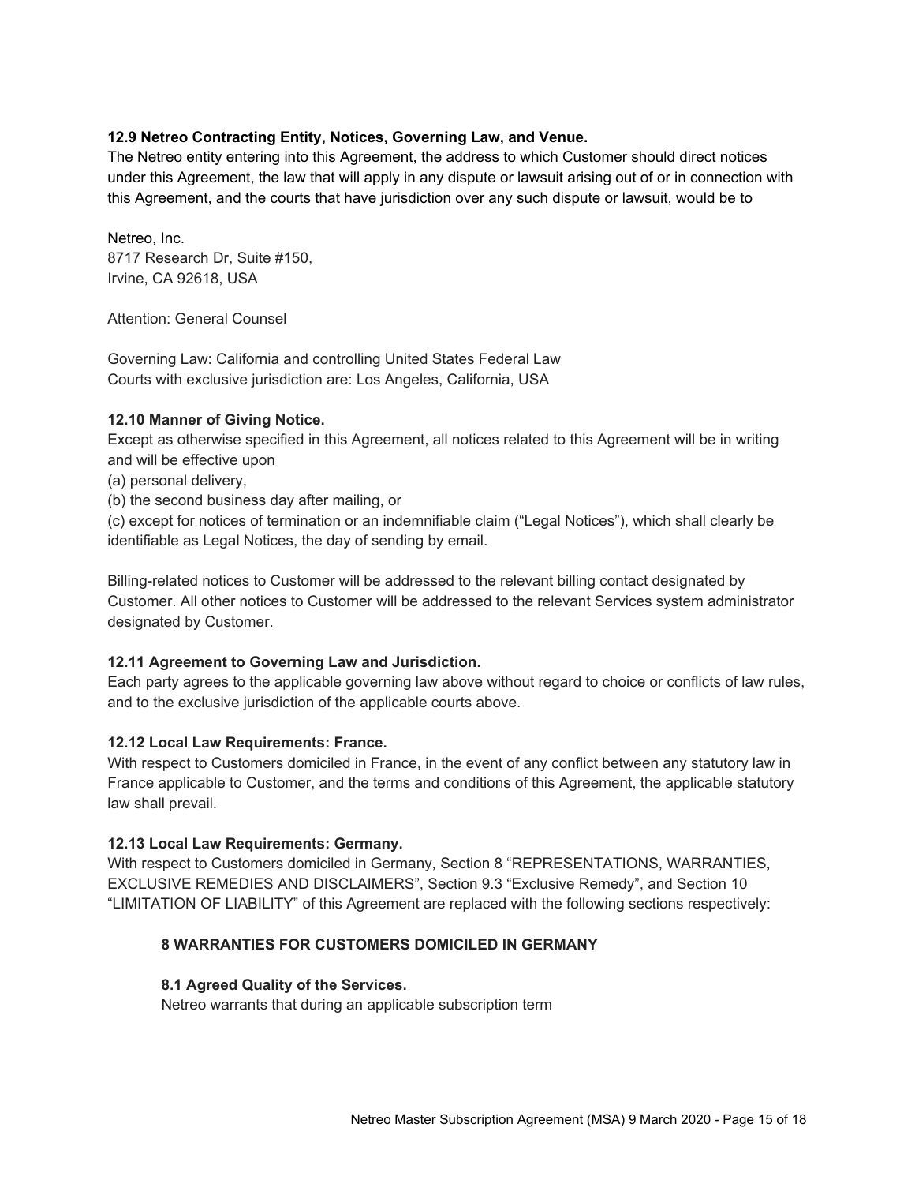**12.9 Netreo Contracting Entity, Notices, Governing Law, and Venue.**
The Netreo entity entering into this Agreement, the address to which Customer should direct notices under this Agreement, the law that will apply in any dispute or lawsuit arising out of or in connection with this Agreement, and the courts that have jurisdiction over any such dispute or lawsuit, would be to

Netreo, Inc.
8717 Research Dr, Suite #150,
Irvine, CA 92618, USA

Attention: General Counsel

Governing Law: California and controlling United States Federal Law
Courts with exclusive jurisdiction are: Los Angeles, California, USA

**12.10 Manner of Giving Notice.**
Except as otherwise specified in this Agreement, all notices related to this Agreement will be in writing and will be effective upon
(a) personal delivery,
(b) the second business day after mailing, or
(c) except for notices of termination or an indemnifiable claim ("Legal Notices"), which shall clearly be identifiable as Legal Notices, the day of sending by email.

Billing-related notices to Customer will be addressed to the relevant billing contact designated by Customer. All other notices to Customer will be addressed to the relevant Services system administrator designated by Customer.

**12.11 Agreement to Governing Law and Jurisdiction.**
Each party agrees to the applicable governing law above without regard to choice or conflicts of law rules, and to the exclusive jurisdiction of the applicable courts above.

**12.12 Local Law Requirements: France.**
With respect to Customers domiciled in France, in the event of any conflict between any statutory law in France applicable to Customer, and the terms and conditions of this Agreement, the applicable statutory law shall prevail.

**12.13 Local Law Requirements: Germany.**
With respect to Customers domiciled in Germany, Section 8 "REPRESENTATIONS, WARRANTIES, EXCLUSIVE REMEDIES AND DISCLAIMERS", Section 9.3 "Exclusive Remedy", and Section 10 "LIMITATION OF LIABILITY" of this Agreement are replaced with the following sections respectively:

**8 WARRANTIES FOR CUSTOMERS DOMICILED IN GERMANY**

**8.1 Agreed Quality of the Services.**
Netreo warrants that during an applicable subscription term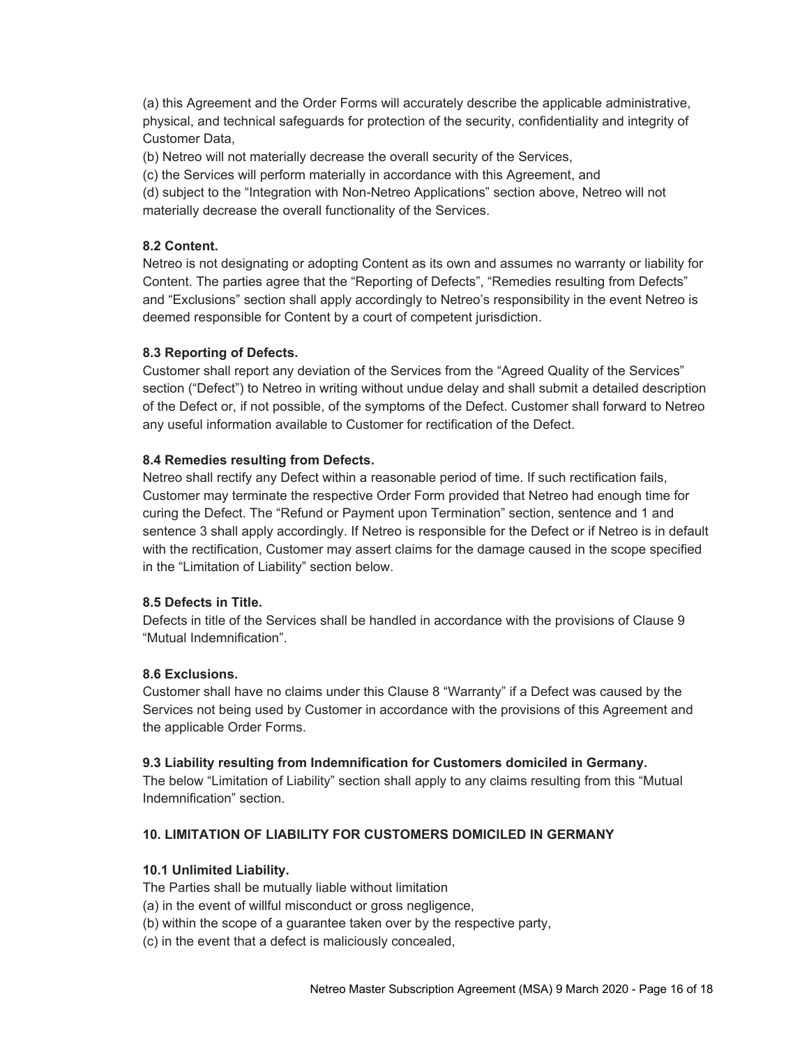(a) this Agreement and the Order Forms will accurately describe the applicable administrative, physical, and technical safeguards for protection of the security, confidentiality and integrity of Customer Data,

(b) Netreo will not materially decrease the overall security of the Services,

(c) the Services will perform materially in accordance with this Agreement, and

(d) subject to the "Integration with Non-Netreo Applications" section above, Netreo will not materially decrease the overall functionality of the Services.

**8.2 Content.**

Netreo is not designating or adopting Content as its own and assumes no warranty or liability for Content. The parties agree that the "Reporting of Defects", "Remedies resulting from Defects" and "Exclusions" section shall apply accordingly to Netreo's responsibility in the event Netreo is deemed responsible for Content by a court of competent jurisdiction.

**8.3 Reporting of Defects.**

Customer shall report any deviation of the Services from the "Agreed Quality of the Services" section ("Defect") to Netreo in writing without undue delay and shall submit a detailed description of the Defect or, if not possible, of the symptoms of the Defect. Customer shall forward to Netreo any useful information available to Customer for rectification of the Defect.

**8.4 Remedies resulting from Defects.**

Netreo shall rectify any Defect within a reasonable period of time. If such rectification fails, Customer may terminate the respective Order Form provided that Netreo had enough time for curing the Defect. The "Refund or Payment upon Termination" section, sentence and 1 and sentence 3 shall apply accordingly. If Netreo is responsible for the Defect or if Netreo is in default with the rectification, Customer may assert claims for the damage caused in the scope specified in the "Limitation of Liability" section below.

**8.5 Defects in Title.**

Defects in title of the Services shall be handled in accordance with the provisions of Clause 9 "Mutual Indemnification".

**8.6 Exclusions.**

Customer shall have no claims under this Clause 8 "Warranty" if a Defect was caused by the Services not being used by Customer in accordance with the provisions of this Agreement and the applicable Order Forms.

**9.3 Liability resulting from Indemnification for Customers domiciled in Germany.**

The below "Limitation of Liability" section shall apply to any claims resulting from this "Mutual Indemnification" section.

**10. LIMITATION OF LIABILITY FOR CUSTOMERS DOMICILED IN GERMANY**

**10.1 Unlimited Liability.**

The Parties shall be mutually liable without limitation

(a) in the event of willful misconduct or gross negligence,

(b) within the scope of a guarantee taken over by the respective party,

(c) in the event that a defect is maliciously concealed,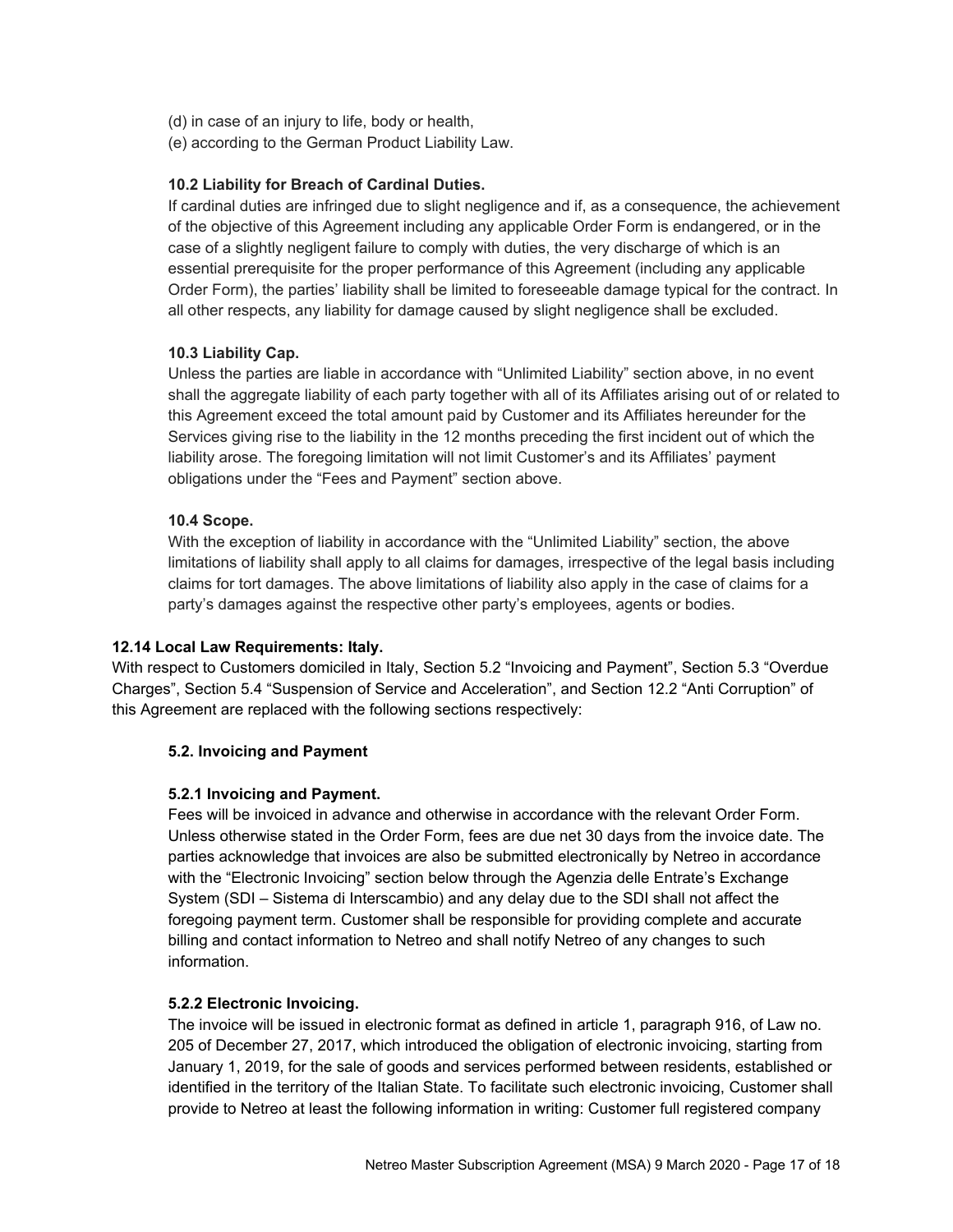(d) in case of an injury to life, body or health,
(e) according to the German Product Liability Law.

**10.2 Liability for Breach of Cardinal Duties.**

If cardinal duties are infringed due to slight negligence and if, as a consequence, the achievement of the objective of this Agreement including any applicable Order Form is endangered, or in the case of a slightly negligent failure to comply with duties, the very discharge of which is an essential prerequisite for the proper performance of this Agreement (including any applicable Order Form), the parties' liability shall be limited to foreseeable damage typical for the contract. In all other respects, any liability for damage caused by slight negligence shall be excluded.

**10.3 Liability Cap.**

Unless the parties are liable in accordance with "Unlimited Liability" section above, in no event shall the aggregate liability of each party together with all of its Affiliates arising out of or related to this Agreement exceed the total amount paid by Customer and its Affiliates hereunder for the Services giving rise to the liability in the 12 months preceding the first incident out of which the liability arose. The foregoing limitation will not limit Customer's and its Affiliates' payment obligations under the "Fees and Payment" section above.

**10.4 Scope.**

With the exception of liability in accordance with the "Unlimited Liability" section, the above limitations of liability shall apply to all claims for damages, irrespective of the legal basis including claims for tort damages. The above limitations of liability also apply in the case of claims for a party's damages against the respective other party's employees, agents or bodies.

**12.14 Local Law Requirements: Italy.**

With respect to Customers domiciled in Italy, Section 5.2 "Invoicing and Payment", Section 5.3 "Overdue Charges", Section 5.4 "Suspension of Service and Acceleration", and Section 12.2 "Anti Corruption" of this Agreement are replaced with the following sections respectively:

**5.2. Invoicing and Payment**

**5.2.1 Invoicing and Payment.**

Fees will be invoiced in advance and otherwise in accordance with the relevant Order Form. Unless otherwise stated in the Order Form, fees are due net 30 days from the invoice date. The parties acknowledge that invoices are also be submitted electronically by Netreo in accordance with the "Electronic Invoicing" section below through the Agenzia delle Entrate's Exchange System (SDI – Sistema di Interscambio) and any delay due to the SDI shall not affect the foregoing payment term. Customer shall be responsible for providing complete and accurate billing and contact information to Netreo and shall notify Netreo of any changes to such information.

**5.2.2 Electronic Invoicing.**

The invoice will be issued in electronic format as defined in article 1, paragraph 916, of Law no. 205 of December 27, 2017, which introduced the obligation of electronic invoicing, starting from January 1, 2019, for the sale of goods and services performed between residents, established or identified in the territory of the Italian State. To facilitate such electronic invoicing, Customer shall provide to Netreo at least the following information in writing: Customer full registered company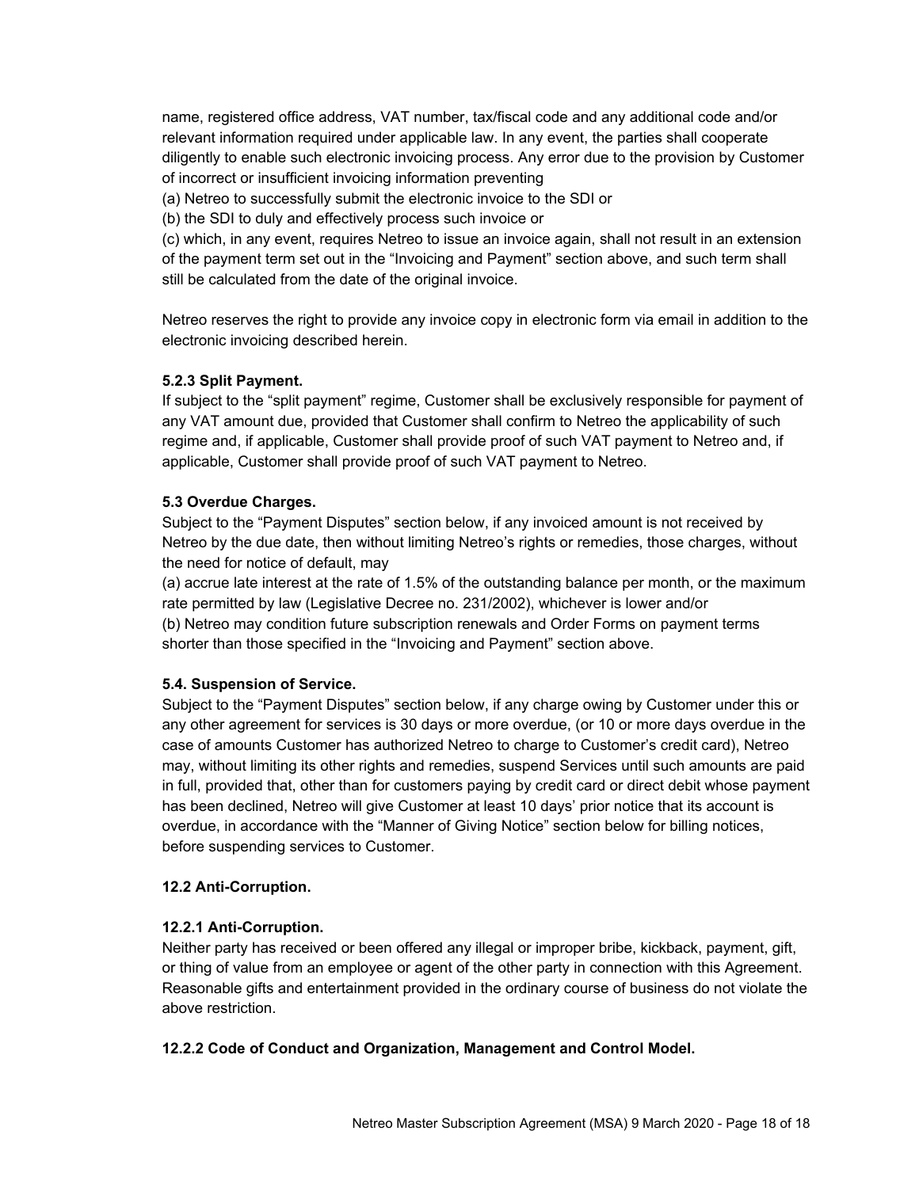name, registered office address, VAT number, tax/fiscal code and any additional code and/or relevant information required under applicable law. In any event, the parties shall cooperate diligently to enable such electronic invoicing process. Any error due to the provision by Customer of incorrect or insufficient invoicing information preventing

(a) Netreo to successfully submit the electronic invoice to the SDI or

(b) the SDI to duly and effectively process such invoice or

(c) which, in any event, requires Netreo to issue an invoice again, shall not result in an extension of the payment term set out in the "Invoicing and Payment" section above, and such term shall still be calculated from the date of the original invoice.

Netreo reserves the right to provide any invoice copy in electronic form via email in addition to the electronic invoicing described herein.

**5.2.3 Split Payment.**

If subject to the "split payment" regime, Customer shall be exclusively responsible for payment of any VAT amount due, provided that Customer shall confirm to Netreo the applicability of such regime and, if applicable, Customer shall provide proof of such VAT payment to Netreo and, if applicable, Customer shall provide proof of such VAT payment to Netreo.

**5.3 Overdue Charges.**

Subject to the "Payment Disputes" section below, if any invoiced amount is not received by Netreo by the due date, then without limiting Netreo's rights or remedies, those charges, without the need for notice of default, may

(a) accrue late interest at the rate of 1.5% of the outstanding balance per month, or the maximum rate permitted by law (Legislative Decree no. 231/2002), whichever is lower and/or

(b) Netreo may condition future subscription renewals and Order Forms on payment terms shorter than those specified in the "Invoicing and Payment" section above.

**5.4. Suspension of Service.**

Subject to the "Payment Disputes" section below, if any charge owing by Customer under this or any other agreement for services is 30 days or more overdue, (or 10 or more days overdue in the case of amounts Customer has authorized Netreo to charge to Customer's credit card), Netreo may, without limiting its other rights and remedies, suspend Services until such amounts are paid in full, provided that, other than for customers paying by credit card or direct debit whose payment has been declined, Netreo will give Customer at least 10 days' prior notice that its account is overdue, in accordance with the "Manner of Giving Notice" section below for billing notices, before suspending services to Customer.

**12.2 Anti-Corruption.**

**12.2.1 Anti-Corruption.**

Neither party has received or been offered any illegal or improper bribe, kickback, payment, gift, or thing of value from an employee or agent of the other party in connection with this Agreement. Reasonable gifts and entertainment provided in the ordinary course of business do not violate the above restriction.

**12.2.2 Code of Conduct and Organization, Management and Control Model.**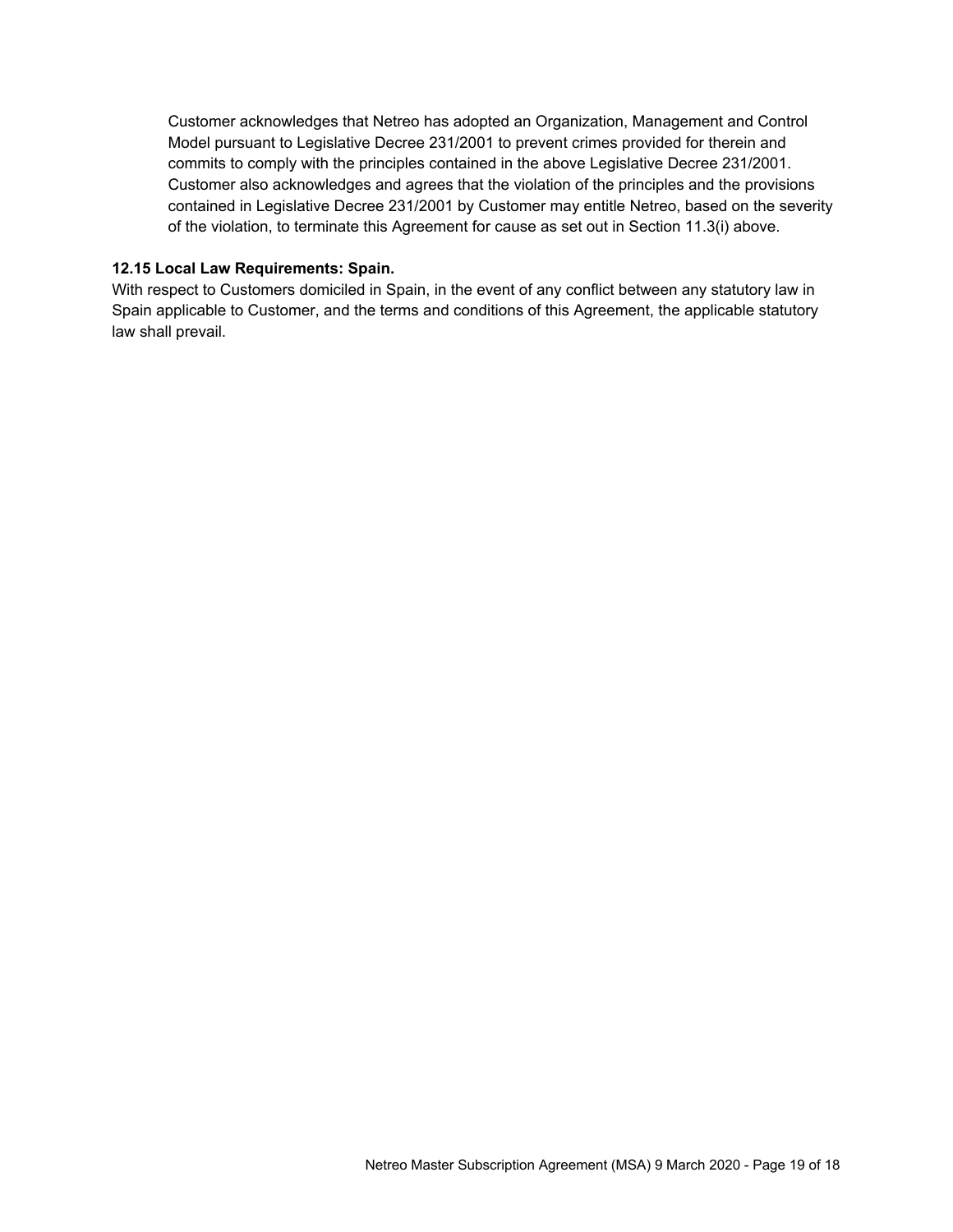Customer acknowledges that Netreo has adopted an Organization, Management and Control Model pursuant to Legislative Decree 231/2001 to prevent crimes provided for therein and commits to comply with the principles contained in the above Legislative Decree 231/2001. Customer also acknowledges and agrees that the violation of the principles and the provisions contained in Legislative Decree 231/2001 by Customer may entitle Netreo, based on the severity of the violation, to terminate this Agreement for cause as set out in Section 11.3(i) above.

**12.15 Local Law Requirements: Spain.**

With respect to Customers domiciled in Spain, in the event of any conflict between any statutory law in Spain applicable to Customer, and the terms and conditions of this Agreement, the applicable statutory law shall prevail.